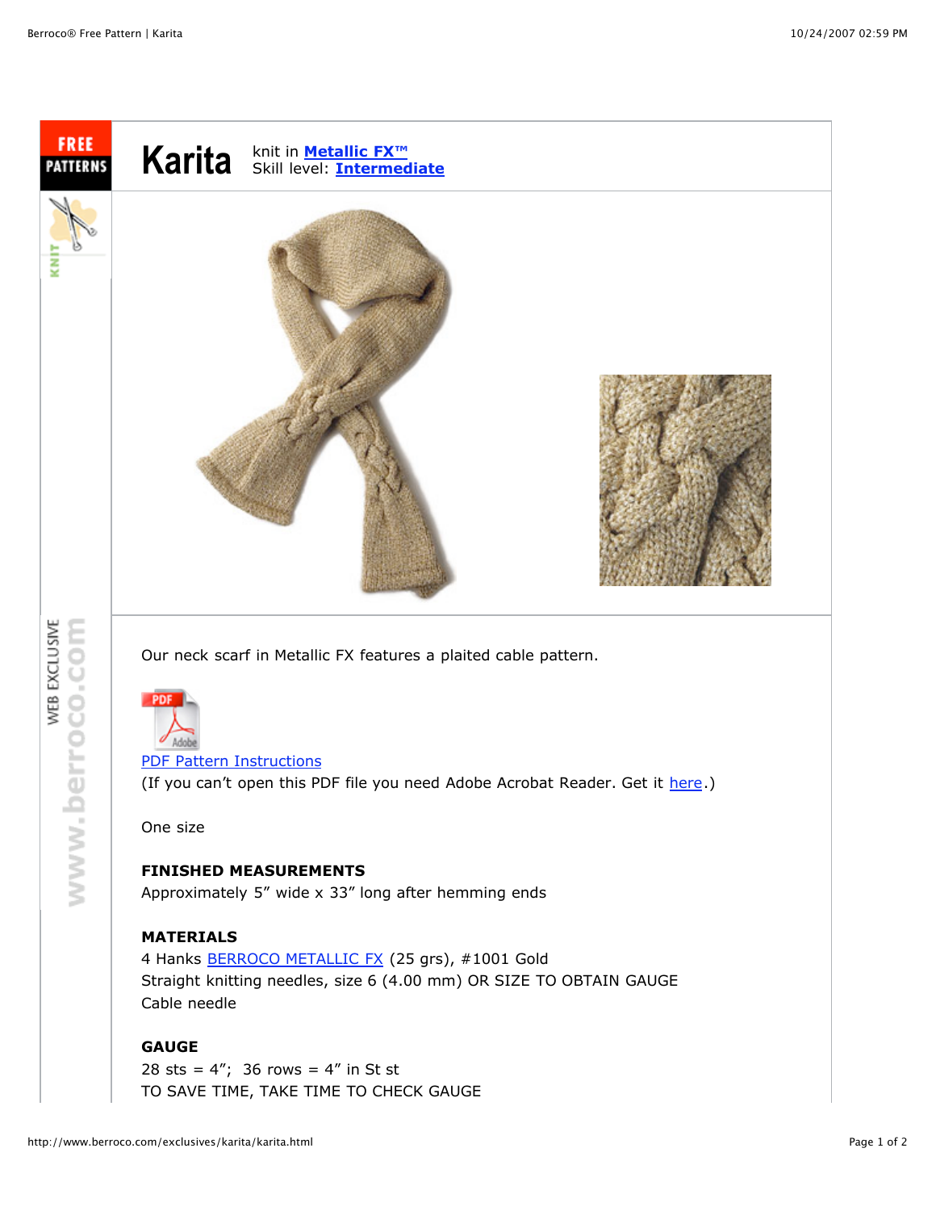# Karita

knit in **Metallic FX™**
Skill level: **Intermediate**

Our neck scarf in Metallic FX features a plaited cable pattern.

PDF Pattern Instructions
(If you can't open this PDF file you need Adobe Acrobat Reader. Get it here.)

One size

**FINISHED MEASUREMENTS**
Approximately 5" wide x 33" long after hemming ends

**MATERIALS**
4 Hanks BERROCO METALLIC FX (25 grs), #1001 Gold
Straight knitting needles, size 6 (4.00 mm) OR SIZE TO OBTAIN GAUGE
Cable needle

**GAUGE**
28 sts = 4"; 36 rows = 4" in St st
TO SAVE TIME, TAKE TIME TO CHECK GAUGE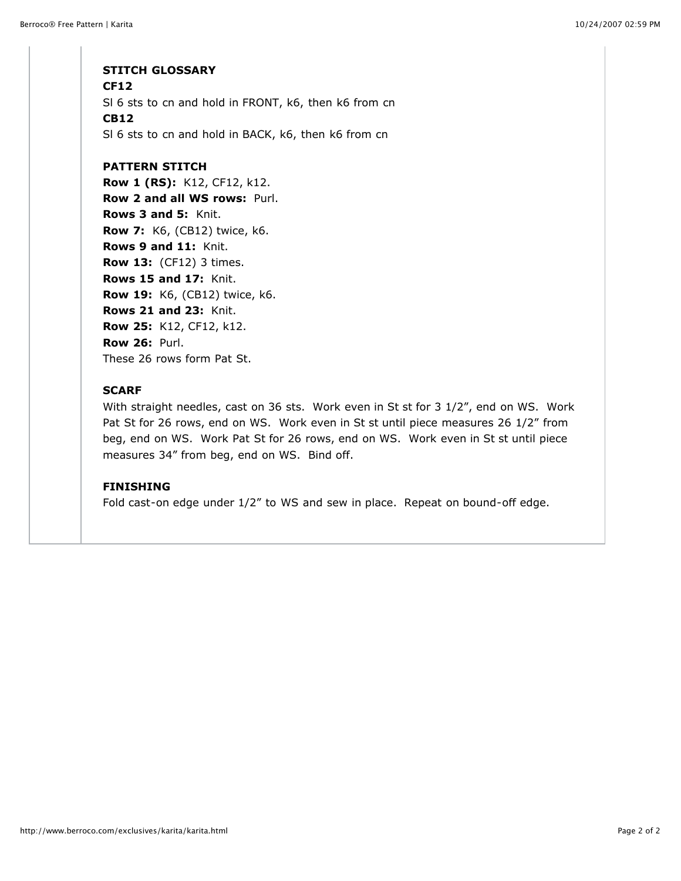### STITCH GLOSSARY

**CF12**
Sl 6 sts to cn and hold in FRONT, k6, then k6 from cn

**CB12**
Sl 6 sts to cn and hold in BACK, k6, then k6 from cn

### PATTERN STITCH

**Row 1 (RS):** K12, CF12, k12.
**Row 2 and all WS rows:** Purl.
**Rows 3 and 5:** Knit.
**Row 7:** K6, (CB12) twice, k6.
**Rows 9 and 11:** Knit.
**Row 13:** (CF12) 3 times.
**Rows 15 and 17:** Knit.
**Row 19:** K6, (CB12) twice, k6.
**Rows 21 and 23:** Knit.
**Row 25:** K12, CF12, k12.
**Row 26:** Purl.
These 26 rows form Pat St.

### SCARF

With straight needles, cast on 36 sts. Work even in St st for 3 1/2", end on WS. Work Pat St for 26 rows, end on WS. Work even in St st until piece measures 26 1/2" from beg, end on WS. Work Pat St for 26 rows, end on WS. Work even in St st until piece measures 34" from beg, end on WS. Bind off.

### FINISHING

Fold cast-on edge under 1/2" to WS and sew in place. Repeat on bound-off edge.